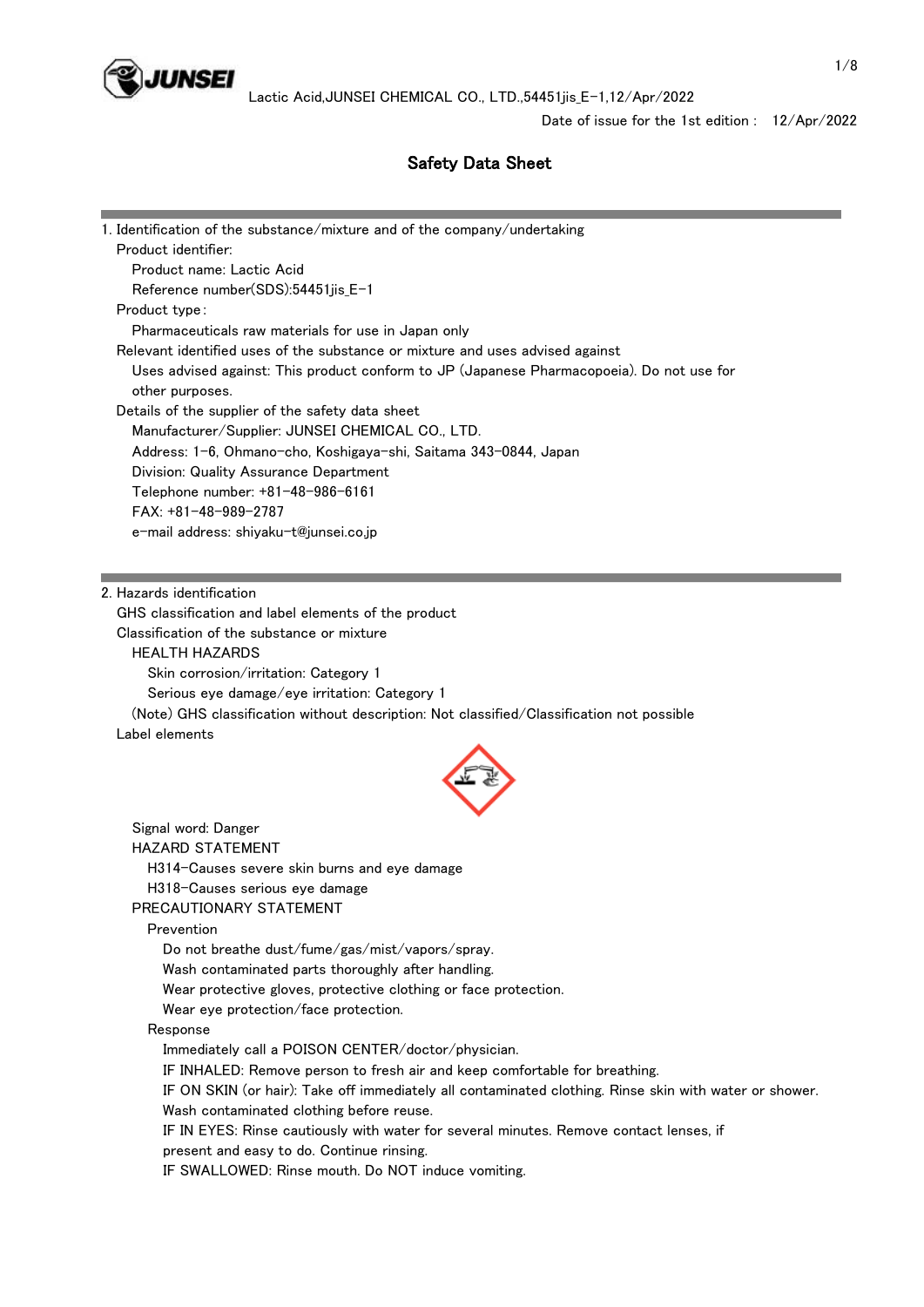Lactic Acid,JUNSEI CHEMICAL CO., LTD.,54451jis_E-1,12/Apr/2022

Date of issue for the 1st edition : 12/Apr/2022

# Safety Data Sheet

## 1. Identification of the substance/mixture and of the company/undertaking

Product identifier:

Product name: Lactic Acid

Reference number(SDS):54451jis_E-1

Product type :

Pharmaceuticals raw materials for use in Japan only

Relevant identified uses of the substance or mixture and uses advised against

Uses advised against: This product conform to JP (Japanese Pharmacopoeia). Do not use for other purposes.

Details of the supplier of the safety data sheet

Manufacturer/Supplier: JUNSEI CHEMICAL CO., LTD.

Address: 1-6, Ohmano-cho, Koshigaya-shi, Saitama 343-0844, Japan

Division: Quality Assurance Department

Telephone number: +81-48-986-6161

FAX: +81-48-989-2787

e-mail address: shiyaku-t@junsei.co.jp

## 2. Hazards identification

GHS classification and label elements of the product

Classification of the substance or mixture

HEALTH HAZARDS

Skin corrosion/irritation: Category 1

Serious eye damage/eye irritation: Category 1

(Note) GHS classification without description: Not classified/Classification not possible

Label elements

Signal word: Danger

HAZARD STATEMENT

H314-Causes severe skin burns and eye damage

H318-Causes serious eye damage

PRECAUTIONARY STATEMENT

Prevention

Do not breathe dust/fume/gas/mist/vapors/spray.

Wash contaminated parts thoroughly after handling.

Wear protective gloves, protective clothing or face protection.

Wear eye protection/face protection.

Response

Immediately call a POISON CENTER/doctor/physician.

IF INHALED: Remove person to fresh air and keep comfortable for breathing.

IF ON SKIN (or hair): Take off immediately all contaminated clothing. Rinse skin with water or shower.

Wash contaminated clothing before reuse.

IF IN EYES: Rinse cautiously with water for several minutes. Remove contact lenses, if present and easy to do. Continue rinsing.

IF SWALLOWED: Rinse mouth. Do NOT induce vomiting.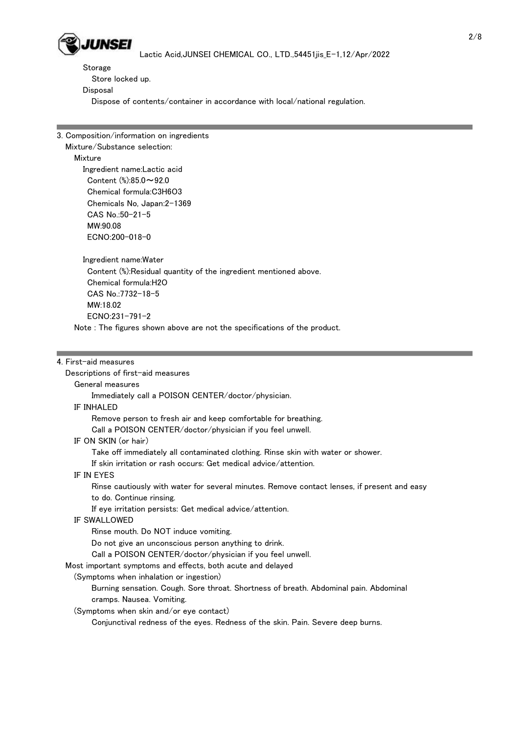Storage

Store locked up.

Disposal

Dispose of contents/container in accordance with local/national regulation.

## 3. Composition/information on ingredients

Mixture/Substance selection:

Mixture

Ingredient name:Lactic acid
- Content (%):85.0～92.0
- Chemical formula:$C_3H_6O_3$
- Chemicals No, Japan:2-1369
- CAS No.:50-21-5
- MW:90.08
- ECNO:200-018-0

Ingredient name:Water
- Content (%):Residual quantity of the ingredient mentioned above.
- Chemical formula:$H_2O$
- CAS No.:7732-18-5
- MW:18.02
- ECNO:231-791-2

Note : The figures shown above are not the specifications of the product.

## 4. First-aid measures

Descriptions of first-aid measures

General measures

Immediately call a POISON CENTER/doctor/physician.

IF INHALED

Remove person to fresh air and keep comfortable for breathing.
Call a POISON CENTER/doctor/physician if you feel unwell.

IF ON SKIN (or hair)

Take off immediately all contaminated clothing. Rinse skin with water or shower.
If skin irritation or rash occurs: Get medical advice/attention.

IF IN EYES

Rinse cautiously with water for several minutes. Remove contact lenses, if present and easy to do. Continue rinsing.
If eye irritation persists: Get medical advice/attention.

IF SWALLOWED

Rinse mouth. Do NOT induce vomiting.
Do not give an unconscious person anything to drink.
Call a POISON CENTER/doctor/physician if you feel unwell.

Most important symptoms and effects, both acute and delayed

(Symptoms when inhalation or ingestion)

Burning sensation. Cough. Sore throat. Shortness of breath. Abdominal pain. Abdominal cramps. Nausea. Vomiting.

(Symptoms when skin and/or eye contact)

Conjunctival redness of the eyes. Redness of the skin. Pain. Severe deep burns.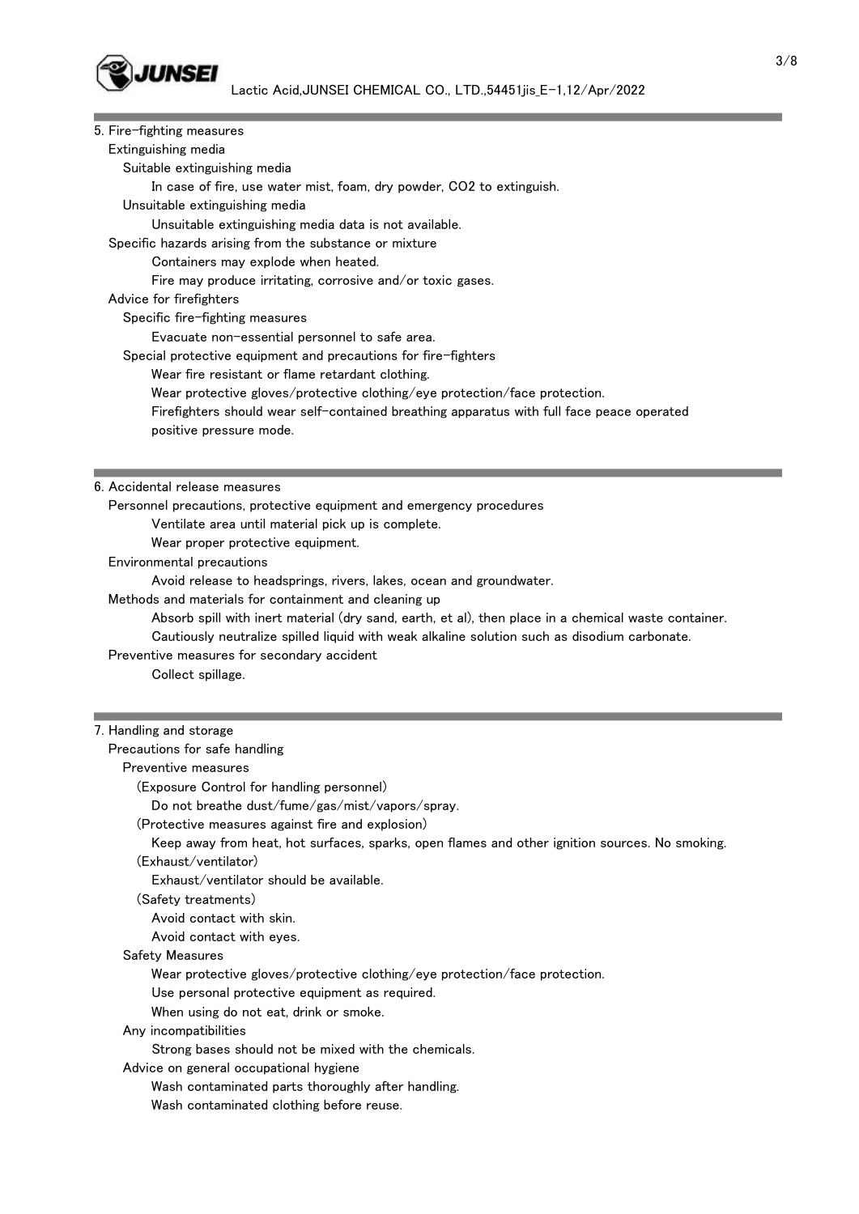## 5. Fire-fighting measures

### Extinguishing media

#### Suitable extinguishing media

In case of fire, use water mist, foam, dry powder, $CO_2$ to extinguish.

#### Unsuitable extinguishing media

Unsuitable extinguishing media data is not available.

### Specific hazards arising from the substance or mixture

Containers may explode when heated.

Fire may produce irritating, corrosive and/or toxic gases.

### Advice for firefighters

#### Specific fire-fighting measures

Evacuate non-essential personnel to safe area.

#### Special protective equipment and precautions for fire-fighters

Wear fire resistant or flame retardant clothing.

Wear protective gloves/protective clothing/eye protection/face protection.

Firefighters should wear self-contained breathing apparatus with full face peace operated positive pressure mode.

## 6. Accidental release measures

### Personnel precautions, protective equipment and emergency procedures

Ventilate area until material pick up is complete.

Wear proper protective equipment.

### Environmental precautions

Avoid release to headsprings, rivers, lakes, ocean and groundwater.

### Methods and materials for containment and cleaning up

Absorb spill with inert material (dry sand, earth, et al), then place in a chemical waste container.

Cautiously neutralize spilled liquid with weak alkaline solution such as disodium carbonate.

### Preventive measures for secondary accident

Collect spillage.

## 7. Handling and storage

### Precautions for safe handling

#### Preventive measures

(Exposure Control for handling personnel)

Do not breathe dust/fume/gas/mist/vapors/spray.

(Protective measures against fire and explosion)

Keep away from heat, hot surfaces, sparks, open flames and other ignition sources. No smoking.

(Exhaust/ventilator)

Exhaust/ventilator should be available.

(Safety treatments)

Avoid contact with skin.

Avoid contact with eyes.

#### Safety Measures

Wear protective gloves/protective clothing/eye protection/face protection.

Use personal protective equipment as required.

When using do not eat, drink or smoke.

#### Any incompatibilities

Strong bases should not be mixed with the chemicals.

#### Advice on general occupational hygiene

Wash contaminated parts thoroughly after handling.

Wash contaminated clothing before reuse.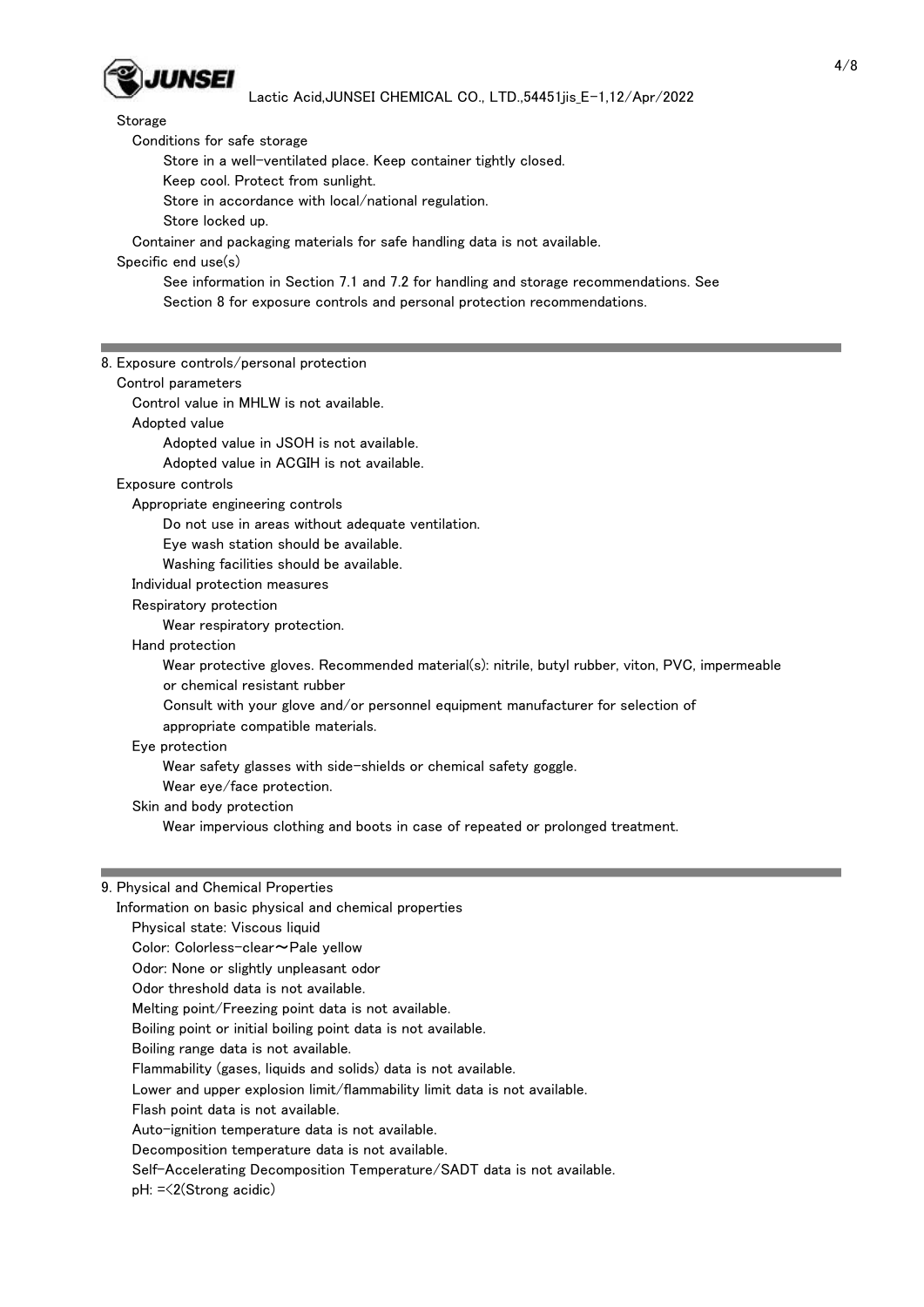Storage

Conditions for safe storage

Store in a well-ventilated place. Keep container tightly closed.
Keep cool. Protect from sunlight.
Store in accordance with local/national regulation.
Store locked up.

Container and packaging materials for safe handling data is not available.

Specific end use(s)

See information in Section 7.1 and 7.2 for handling and storage recommendations. See Section 8 for exposure controls and personal protection recommendations.

---

## 8. Exposure controls/personal protection

Control parameters

Control value in MHLW is not available.

Adopted value

Adopted value in JSOH is not available.
Adopted value in ACGIH is not available.

Exposure controls

Appropriate engineering controls

Do not use in areas without adequate ventilation.
Eye wash station should be available.
Washing facilities should be available.

Individual protection measures

Respiratory protection

Wear respiratory protection.

Hand protection

Wear protective gloves. Recommended material(s): nitrile, butyl rubber, viton, PVC, impermeable or chemical resistant rubber
Consult with your glove and/or personnel equipment manufacturer for selection of appropriate compatible materials.

Eye protection

Wear safety glasses with side-shields or chemical safety goggle.
Wear eye/face protection.

Skin and body protection

Wear impervious clothing and boots in case of repeated or prolonged treatment.

---

## 9. Physical and Chemical Properties

Information on basic physical and chemical properties

Physical state: Viscous liquid
Color: Colorless-clear～Pale yellow
Odor: None or slightly unpleasant odor
Odor threshold data is not available.
Melting point/Freezing point data is not available.
Boiling point or initial boiling point data is not available.
Boiling range data is not available.
Flammability (gases, liquids and solids) data is not available.
Lower and upper explosion limit/flammability limit data is not available.
Flash point data is not available.
Auto-ignition temperature data is not available.
Decomposition temperature data is not available.
Self-Accelerating Decomposition Temperature/SADT data is not available.
pH: =<2(Strong acidic)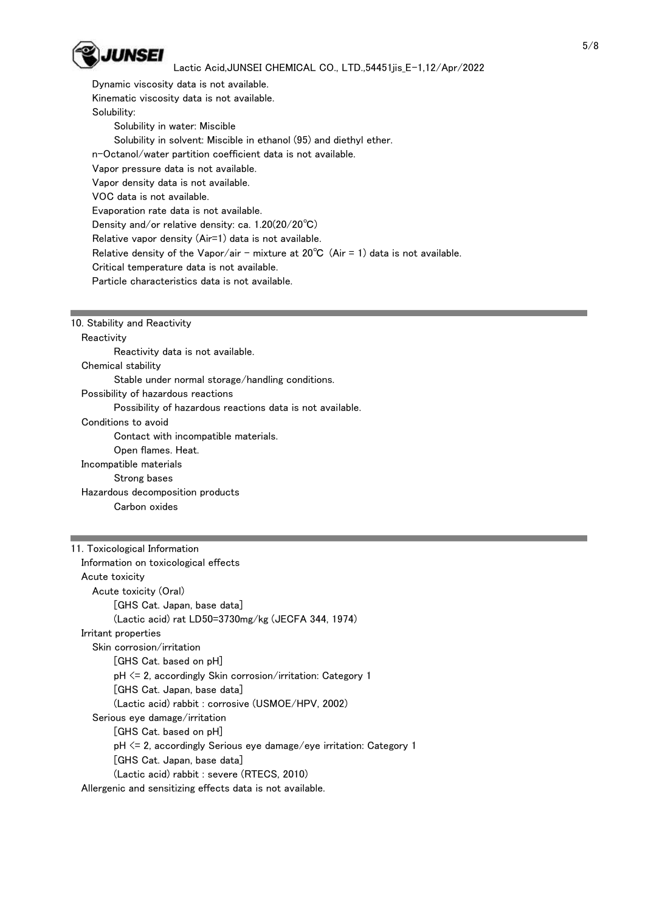Dynamic viscosity data is not available.

Kinematic viscosity data is not available.

Solubility:

Solubility in water: Miscible

Solubility in solvent: Miscible in ethanol (95) and diethyl ether.

n-Octanol/water partition coefficient data is not available.

Vapor pressure data is not available.

Vapor density data is not available.

VOC data is not available.

Evaporation rate data is not available.

Density and/or relative density: ca. 1.20(20/20℃)

Relative vapor density (Air=1) data is not available.

Relative density of the Vapor/air - mixture at 20℃ (Air = 1) data is not available.

Critical temperature data is not available.

Particle characteristics data is not available.

## 10. Stability and Reactivity

**Reactivity**

Reactivity data is not available.

**Chemical stability**

Stable under normal storage/handling conditions.

**Possibility of hazardous reactions**

Possibility of hazardous reactions data is not available.

**Conditions to avoid**

Contact with incompatible materials.

Open flames. Heat.

**Incompatible materials**

Strong bases

**Hazardous decomposition products**

Carbon oxides

## 11. Toxicological Information

**Information on toxicological effects**

**Acute toxicity**

Acute toxicity (Oral)

[GHS Cat. Japan, base data]

(Lactic acid) rat LD50=3730mg/kg (JECFA 344, 1974)

**Irritant properties**

Skin corrosion/irritation

[GHS Cat. based on pH]

pH <= 2, accordingly Skin corrosion/irritation: Category 1

[GHS Cat. Japan, base data]

(Lactic acid) rabbit : corrosive (USMOE/HPV, 2002)

Serious eye damage/irritation

[GHS Cat. based on pH]

pH <= 2, accordingly Serious eye damage/eye irritation: Category 1

[GHS Cat. Japan, base data]

(Lactic acid) rabbit : severe (RTECS, 2010)

Allergenic and sensitizing effects data is not available.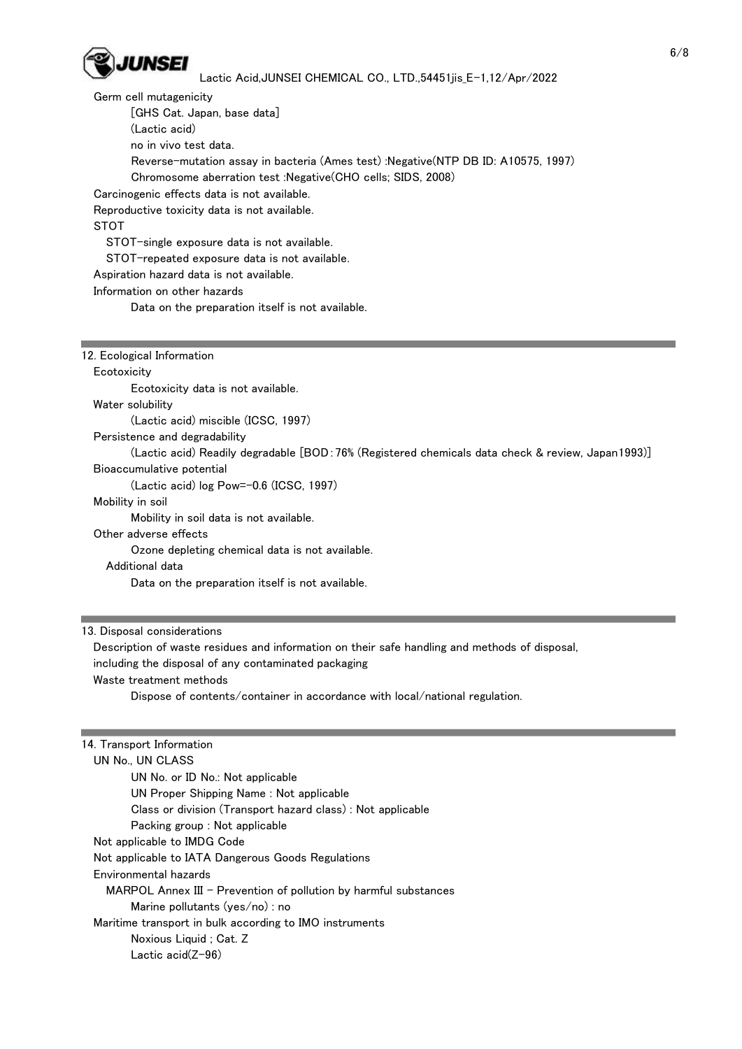Germ cell mutagenicity

[GHS Cat. Japan, base data]

(Lactic acid)

no in vivo test data.

Reverse-mutation assay in bacteria (Ames test) :Negative(NTP DB ID: A10575, 1997)

Chromosome aberration test :Negative(CHO cells; SIDS, 2008)

Carcinogenic effects data is not available.

Reproductive toxicity data is not available.

STOT

STOT-single exposure data is not available.

STOT-repeated exposure data is not available.

Aspiration hazard data is not available.

Information on other hazards

Data on the preparation itself is not available.

## 12. Ecological Information

Ecotoxicity

Ecotoxicity data is not available.

Water solubility

(Lactic acid) miscible (ICSC, 1997)

Persistence and degradability

(Lactic acid) Readily degradable [BOD:76% (Registered chemicals data check & review, Japan1993)]

Bioaccumulative potential

(Lactic acid) log Pow=-0.6 (ICSC, 1997)

Mobility in soil

Mobility in soil data is not available.

Other adverse effects

Ozone depleting chemical data is not available.

Additional data

Data on the preparation itself is not available.

## 13. Disposal considerations

Description of waste residues and information on their safe handling and methods of disposal, including the disposal of any contaminated packaging

Waste treatment methods

Dispose of contents/container in accordance with local/national regulation.

## 14. Transport Information

UN No., UN CLASS

UN No. or ID No.: Not applicable

UN Proper Shipping Name : Not applicable

Class or division (Transport hazard class) : Not applicable

Packing group : Not applicable

Not applicable to IMDG Code

Not applicable to IATA Dangerous Goods Regulations

Environmental hazards

MARPOL Annex III - Prevention of pollution by harmful substances

Marine pollutants (yes/no) : no

Maritime transport in bulk according to IMO instruments

Noxious Liquid ; Cat. Z

Lactic acid(Z-96)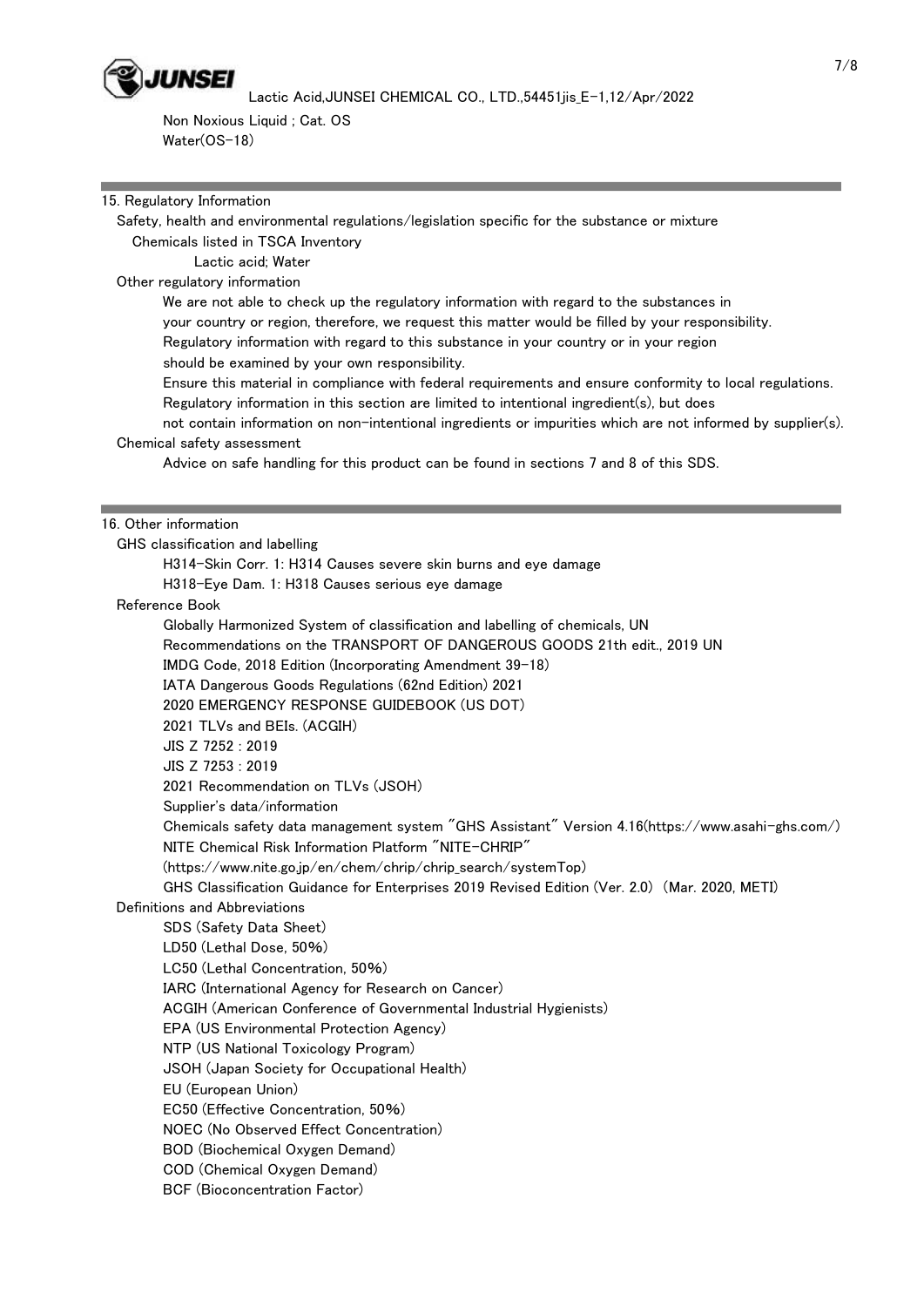Non Noxious Liquid ; Cat. OS
Water(OS-18)

## 15. Regulatory Information

Safety, health and environmental regulations/legislation specific for the substance or mixture

Chemicals listed in TSCA Inventory

Lactic acid; Water

Other regulatory information

We are not able to check up the regulatory information with regard to the substances in your country or region, therefore, we request this matter would be filled by your responsibility.
Regulatory information with regard to this substance in your country or in your region should be examined by your own responsibility.
Ensure this material in compliance with federal requirements and ensure conformity to local regulations.
Regulatory information in this section are limited to intentional ingredient(s), but does not contain information on non-intentional ingredients or impurities which are not informed by supplier(s).

Chemical safety assessment

Advice on safe handling for this product can be found in sections 7 and 8 of this SDS.

## 16. Other information

GHS classification and labelling

H314-Skin Corr. 1: H314 Causes severe skin burns and eye damage
H318-Eye Dam. 1: H318 Causes serious eye damage

Reference Book

Globally Harmonized System of classification and labelling of chemicals, UN
Recommendations on the TRANSPORT OF DANGEROUS GOODS 21th edit., 2019 UN
IMDG Code, 2018 Edition (Incorporating Amendment 39-18)
IATA Dangerous Goods Regulations (62nd Edition) 2021
2020 EMERGENCY RESPONSE GUIDEBOOK (US DOT)
2021 TLVs and BEIs. (ACGIH)
JIS Z 7252 : 2019
JIS Z 7253 : 2019
2021 Recommendation on TLVs (JSOH)
Supplier's data/information
Chemicals safety data management system "GHS Assistant" Version 4.16(https://www.asahi-ghs.com/)
NITE Chemical Risk Information Platform "NITE-CHRIP"
(https://www.nite.go.jp/en/chem/chrip/chrip_search/systemTop)
GHS Classification Guidance for Enterprises 2019 Revised Edition (Ver. 2.0) (Mar. 2020, METI)

Definitions and Abbreviations

SDS (Safety Data Sheet)
LD50 (Lethal Dose, 50%)
LC50 (Lethal Concentration, 50%)
IARC (International Agency for Research on Cancer)
ACGIH (American Conference of Governmental Industrial Hygienists)
EPA (US Environmental Protection Agency)
NTP (US National Toxicology Program)
JSOH (Japan Society for Occupational Health)
EU (European Union)
EC50 (Effective Concentration, 50%)
NOEC (No Observed Effect Concentration)
BOD (Biochemical Oxygen Demand)
COD (Chemical Oxygen Demand)
BCF (Bioconcentration Factor)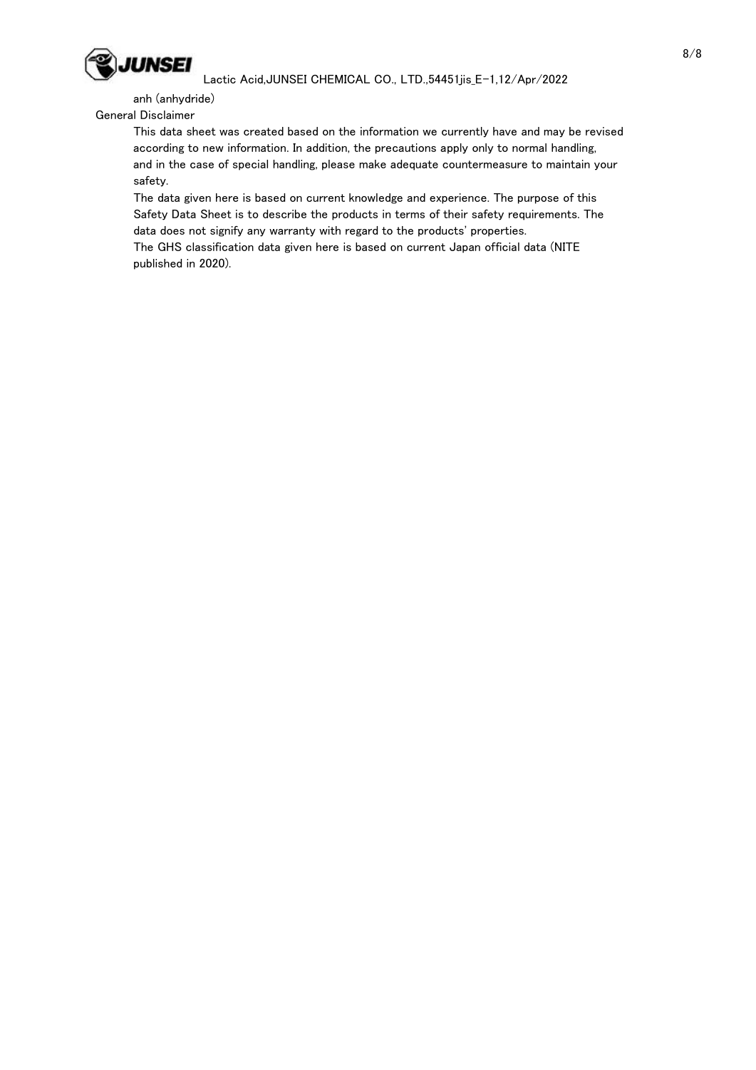anh (anhydride)

General Disclaimer

This data sheet was created based on the information we currently have and may be revised according to new information. In addition, the precautions apply only to normal handling, and in the case of special handling, please make adequate countermeasure to maintain your safety.

The data given here is based on current knowledge and experience. The purpose of this Safety Data Sheet is to describe the products in terms of their safety requirements. The data does not signify any warranty with regard to the products' properties.

The GHS classification data given here is based on current Japan official data (NITE published in 2020).